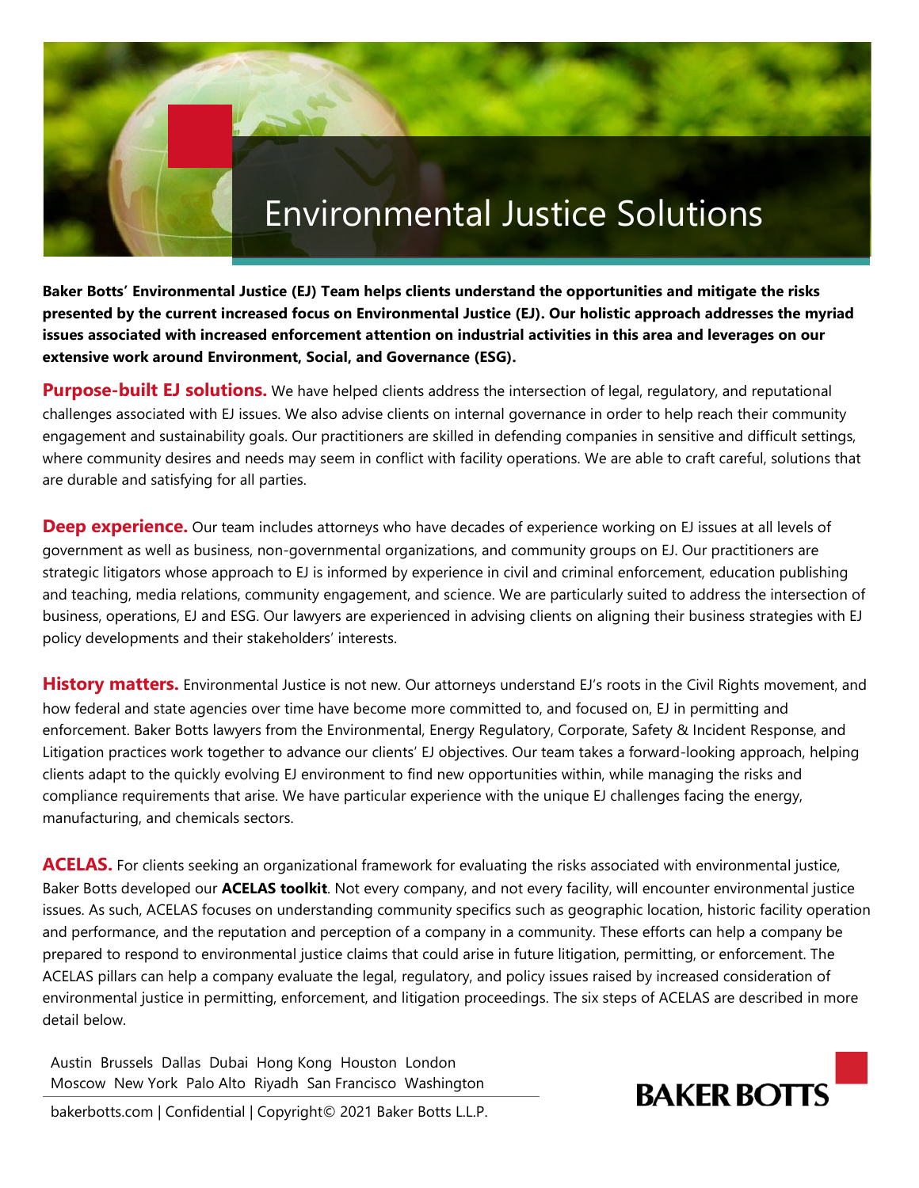# Environmental Justice Solutions

**Baker Botts' Environmental Justice (EJ) Team helps clients understand the opportunities and mitigate the risks presented by the current increased focus on Environmental Justice (EJ). Our holistic approach addresses the myriad issues associated with increased enforcement attention on industrial activities in this area and leverages on our extensive work around Environment, Social, and Governance (ESG).**

**Purpose-built EJ solutions.** We have helped clients address the intersection of legal, regulatory, and reputational challenges associated with EJ issues. We also advise clients on internal governance in order to help reach their community engagement and sustainability goals. Our practitioners are skilled in defending companies in sensitive and difficult settings, where community desires and needs may seem in conflict with facility operations. We are able to craft careful, solutions that are durable and satisfying for all parties.

**Deep experience.** Our team includes attorneys who have decades of experience working on EJ issues at all levels of government as well as business, non-governmental organizations, and community groups on EJ. Our practitioners are strategic litigators whose approach to EJ is informed by experience in civil and criminal enforcement, education publishing and teaching, media relations, community engagement, and science. We are particularly suited to address the intersection of business, operations, EJ and ESG. Our lawyers are experienced in advising clients on aligning their business strategies with EJ policy developments and their stakeholders' interests.

**History matters.** Environmental Justice is not new. Our attorneys understand EJ's roots in the Civil Rights movement, and how federal and state agencies over time have become more committed to, and focused on, EJ in permitting and enforcement. Baker Botts lawyers from the Environmental, Energy Regulatory, Corporate, Safety & Incident Response, and Litigation practices work together to advance our clients' EJ objectives. Our team takes a forward-looking approach, helping clients adapt to the quickly evolving EJ environment to find new opportunities within, while managing the risks and compliance requirements that arise. We have particular experience with the unique EJ challenges facing the energy, manufacturing, and chemicals sectors.

**ACELAS.** For clients seeking an organizational framework for evaluating the risks associated with environmental justice, Baker Botts developed our **ACELAS toolkit**. Not every company, and not every facility, will encounter environmental justice issues. As such, ACELAS focuses on understanding community specifics such as geographic location, historic facility operation and performance, and the reputation and perception of a company in a community. These efforts can help a company be prepared to respond to environmental justice claims that could arise in future litigation, permitting, or enforcement. The ACELAS pillars can help a company evaluate the legal, regulatory, and policy issues raised by increased consideration of environmental justice in permitting, enforcement, and litigation proceedings. The six steps of ACELAS are described in more detail below.

Austin Brussels Dallas Dubai Hong Kong Houston London
Moscow New York Palo Alto Riyadh San Francisco Washington

bakerbotts.com | Confidential | Copyright© 2021 Baker Botts L.L.P.

BAKER BOTTS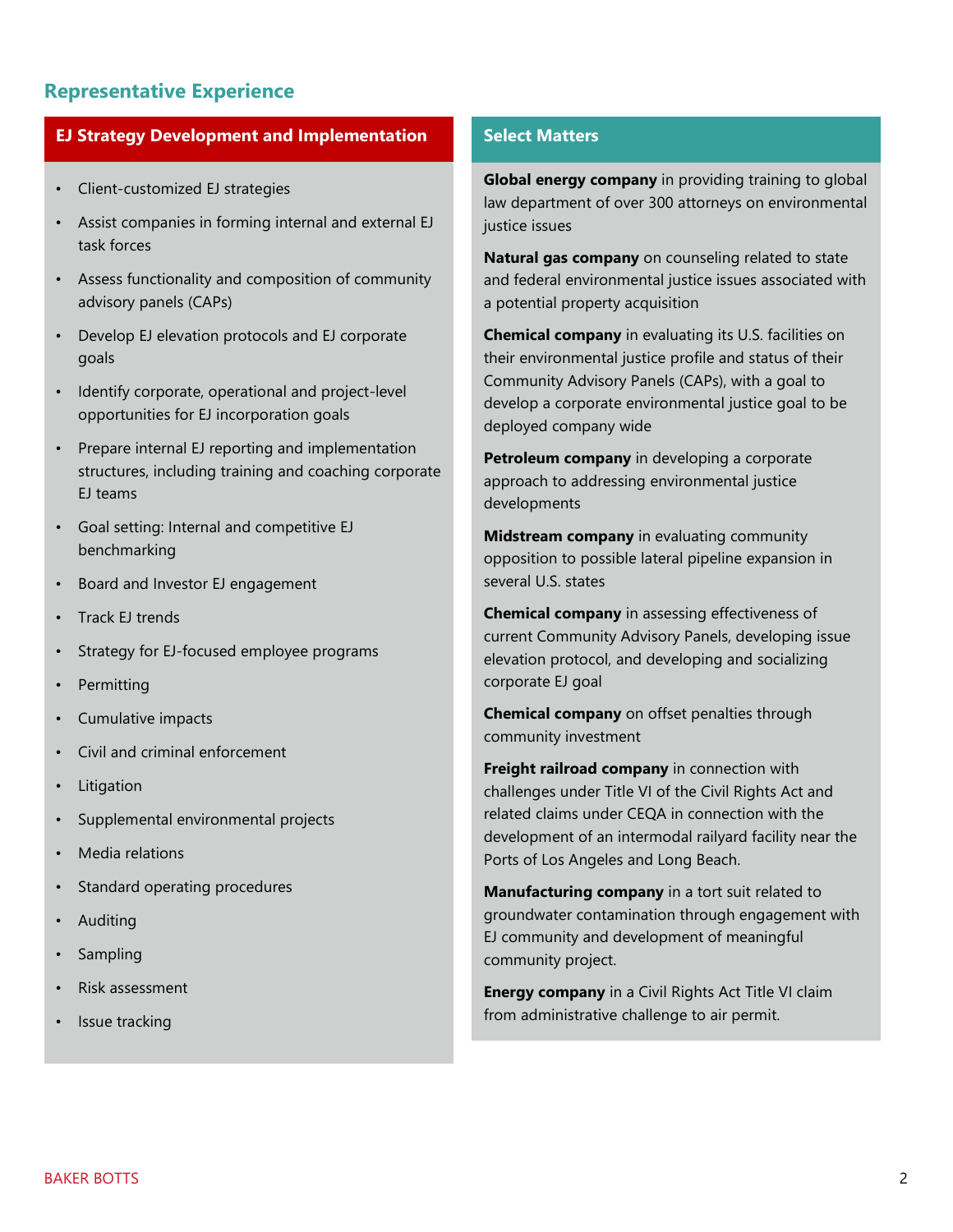## Representative Experience

### EJ Strategy Development and Implementation

- Client-customized EJ strategies
- Assist companies in forming internal and external EJ task forces
- Assess functionality and composition of community advisory panels (CAPs)
- Develop EJ elevation protocols and EJ corporate goals
- Identify corporate, operational and project-level opportunities for EJ incorporation goals
- Prepare internal EJ reporting and implementation structures, including training and coaching corporate EJ teams
- Goal setting: Internal and competitive EJ benchmarking
- Board and Investor EJ engagement
- Track EJ trends
- Strategy for EJ-focused employee programs
- Permitting
- Cumulative impacts
- Civil and criminal enforcement
- Litigation
- Supplemental environmental projects
- Media relations
- Standard operating procedures
- Auditing
- Sampling
- Risk assessment
- Issue tracking

### Select Matters

**Global energy company** in providing training to global law department of over 300 attorneys on environmental justice issues

**Natural gas company** on counseling related to state and federal environmental justice issues associated with a potential property acquisition

**Chemical company** in evaluating its U.S. facilities on their environmental justice profile and status of their Community Advisory Panels (CAPs), with a goal to develop a corporate environmental justice goal to be deployed company wide

**Petroleum company** in developing a corporate approach to addressing environmental justice developments

**Midstream company** in evaluating community opposition to possible lateral pipeline expansion in several U.S. states

**Chemical company** in assessing effectiveness of current Community Advisory Panels, developing issue elevation protocol, and developing and socializing corporate EJ goal

**Chemical company** on offset penalties through community investment

**Freight railroad company** in connection with challenges under Title VI of the Civil Rights Act and related claims under CEQA in connection with the development of an intermodal railyard facility near the Ports of Los Angeles and Long Beach.

**Manufacturing company** in a tort suit related to groundwater contamination through engagement with EJ community and development of meaningful community project.

**Energy company** in a Civil Rights Act Title VI claim from administrative challenge to air permit.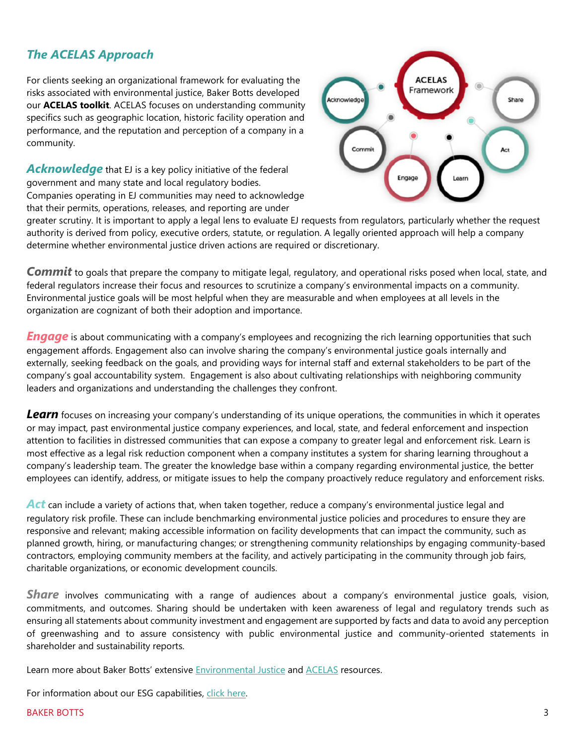## *The ACELAS Approach*

For clients seeking an organizational framework for evaluating the risks associated with environmental justice, Baker Botts developed our **ACELAS toolkit**. ACELAS focuses on understanding community specifics such as geographic location, historic facility operation and performance, and the reputation and perception of a company in a community.

ACELAS Framework

Acknowledge

Share

Commit

Act

Engage

Learn

***Acknowledge*** that EJ is a key policy initiative of the federal government and many state and local regulatory bodies. Companies operating in EJ communities may need to acknowledge that their permits, operations, releases, and reporting are under greater scrutiny. It is important to apply a legal lens to evaluate EJ requests from regulators, particularly whether the request authority is derived from policy, executive orders, statute, or regulation. A legally oriented approach will help a company determine whether environmental justice driven actions are required or discretionary.

***Commit*** to goals that prepare the company to mitigate legal, regulatory, and operational risks posed when local, state, and federal regulators increase their focus and resources to scrutinize a company's environmental impacts on a community. Environmental justice goals will be most helpful when they are measurable and when employees at all levels in the organization are cognizant of both their adoption and importance.

***Engage*** is about communicating with a company's employees and recognizing the rich learning opportunities that such engagement affords. Engagement also can involve sharing the company's environmental justice goals internally and externally, seeking feedback on the goals, and providing ways for internal staff and external stakeholders to be part of the company's goal accountability system. Engagement is also about cultivating relationships with neighboring community leaders and organizations and understanding the challenges they confront.

***Learn*** focuses on increasing your company's understanding of its unique operations, the communities in which it operates or may impact, past environmental justice company experiences, and local, state, and federal enforcement and inspection attention to facilities in distressed communities that can expose a company to greater legal and enforcement risk. Learn is most effective as a legal risk reduction component when a company institutes a system for sharing learning throughout a company's leadership team. The greater the knowledge base within a company regarding environmental justice, the better employees can identify, address, or mitigate issues to help the company proactively reduce regulatory and enforcement risks.

***Act*** can include a variety of actions that, when taken together, reduce a company's environmental justice legal and regulatory risk profile. These can include benchmarking environmental justice policies and procedures to ensure they are responsive and relevant; making accessible information on facility developments that can impact the community, such as planned growth, hiring, or manufacturing changes; or strengthening community relationships by engaging community-based contractors, employing community members at the facility, and actively participating in the community through job fairs, charitable organizations, or economic development councils.

***Share*** involves communicating with a range of audiences about a company's environmental justice goals, vision, commitments, and outcomes. Sharing should be undertaken with keen awareness of legal and regulatory trends such as ensuring all statements about community investment and engagement are supported by facts and data to avoid any perception of greenwashing and to assure consistency with public environmental justice and community-oriented statements in shareholder and sustainability reports.

Learn more about Baker Botts' extensive Environmental Justice and ACELAS resources.

For information about our ESG capabilities, click here.